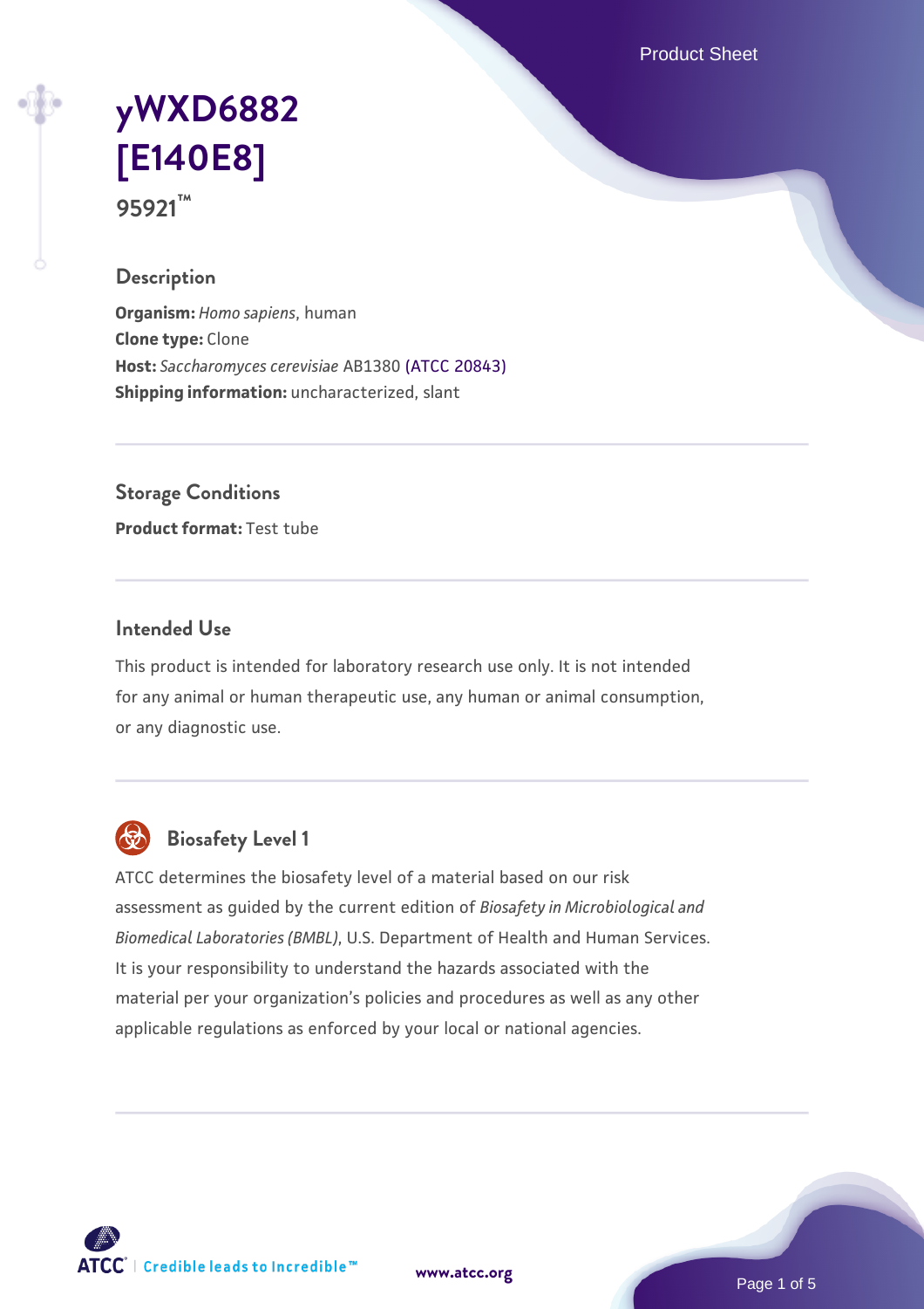# yWXD6882 [E140E8]

95921™

## Description

**Organism:** *Homo sapiens*, human
**Clone type:** Clone
**Host:** *Saccharomyces cerevisiae* AB1380 (ATCC 20843)
**Shipping information:** uncharacterized, slant

## Storage Conditions

**Product format:** Test tube

## Intended Use

This product is intended for laboratory research use only. It is not intended for any animal or human therapeutic use, any human or animal consumption, or any diagnostic use.

## Biosafety Level 1

ATCC determines the biosafety level of a material based on our risk assessment as guided by the current edition of *Biosafety in Microbiological and Biomedical Laboratories (BMBL)*, U.S. Department of Health and Human Services. It is your responsibility to understand the hazards associated with the material per your organization's policies and procedures as well as any other applicable regulations as enforced by your local or national agencies.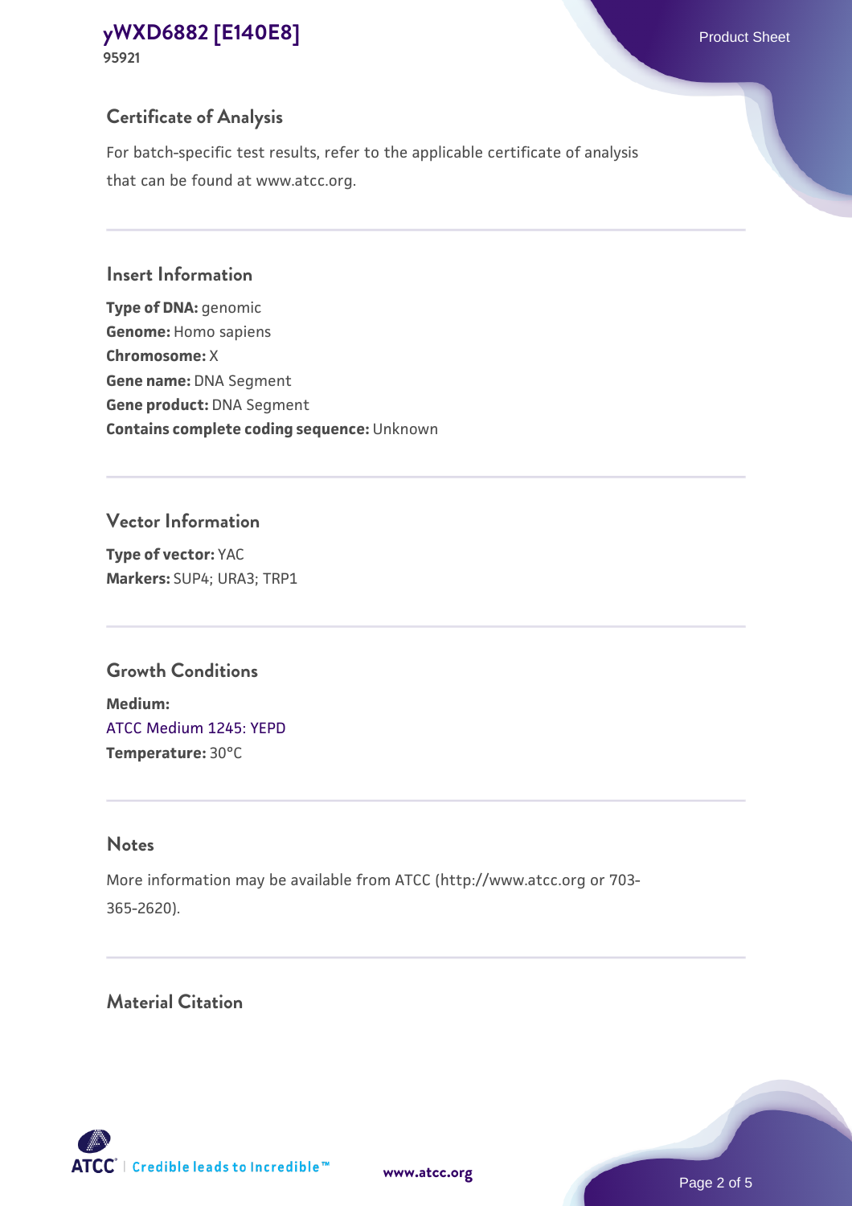## Certificate of Analysis

For batch-specific test results, refer to the applicable certificate of analysis that can be found at www.atcc.org.

## Insert Information

**Type of DNA:** genomic
**Genome:** Homo sapiens
**Chromosome:** X
**Gene name:** DNA Segment
**Gene product:** DNA Segment
**Contains complete coding sequence:** Unknown

## Vector Information

**Type of vector:** YAC
**Markers:** SUP4; URA3; TRP1

## Growth Conditions

**Medium:**
ATCC Medium 1245: YEPD
**Temperature:** 30°C

## Notes

More information may be available from ATCC (http://www.atcc.org or 703-365-2620).

## Material Citation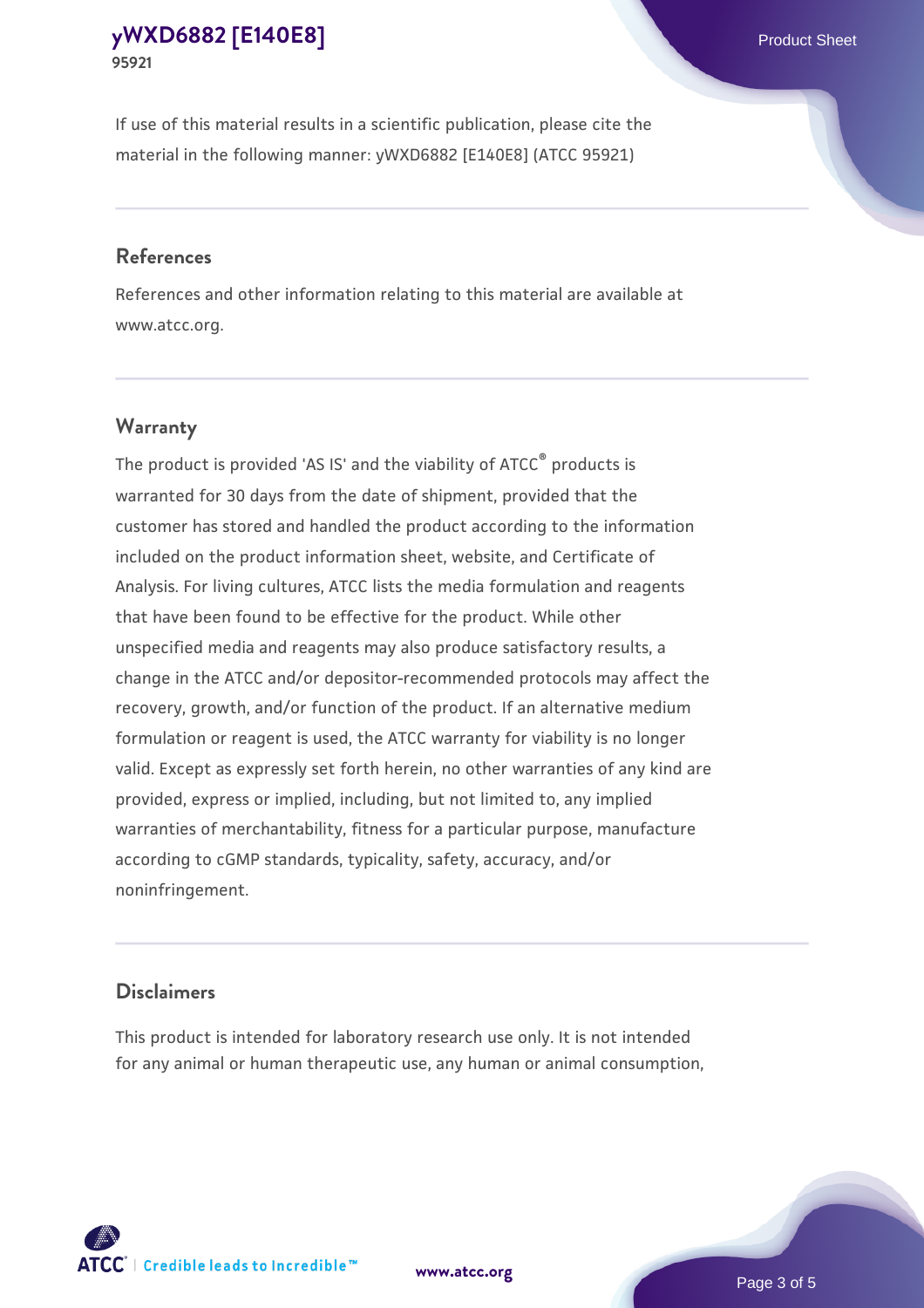If use of this material results in a scientific publication, please cite the material in the following manner: yWXD6882 [E140E8] (ATCC 95921)

## References

References and other information relating to this material are available at www.atcc.org.

## Warranty

The product is provided 'AS IS' and the viability of ATCC® products is warranted for 30 days from the date of shipment, provided that the customer has stored and handled the product according to the information included on the product information sheet, website, and Certificate of Analysis. For living cultures, ATCC lists the media formulation and reagents that have been found to be effective for the product. While other unspecified media and reagents may also produce satisfactory results, a change in the ATCC and/or depositor-recommended protocols may affect the recovery, growth, and/or function of the product. If an alternative medium formulation or reagent is used, the ATCC warranty for viability is no longer valid. Except as expressly set forth herein, no other warranties of any kind are provided, express or implied, including, but not limited to, any implied warranties of merchantability, fitness for a particular purpose, manufacture according to cGMP standards, typicality, safety, accuracy, and/or noninfringement.

## Disclaimers

This product is intended for laboratory research use only. It is not intended for any animal or human therapeutic use, any human or animal consumption,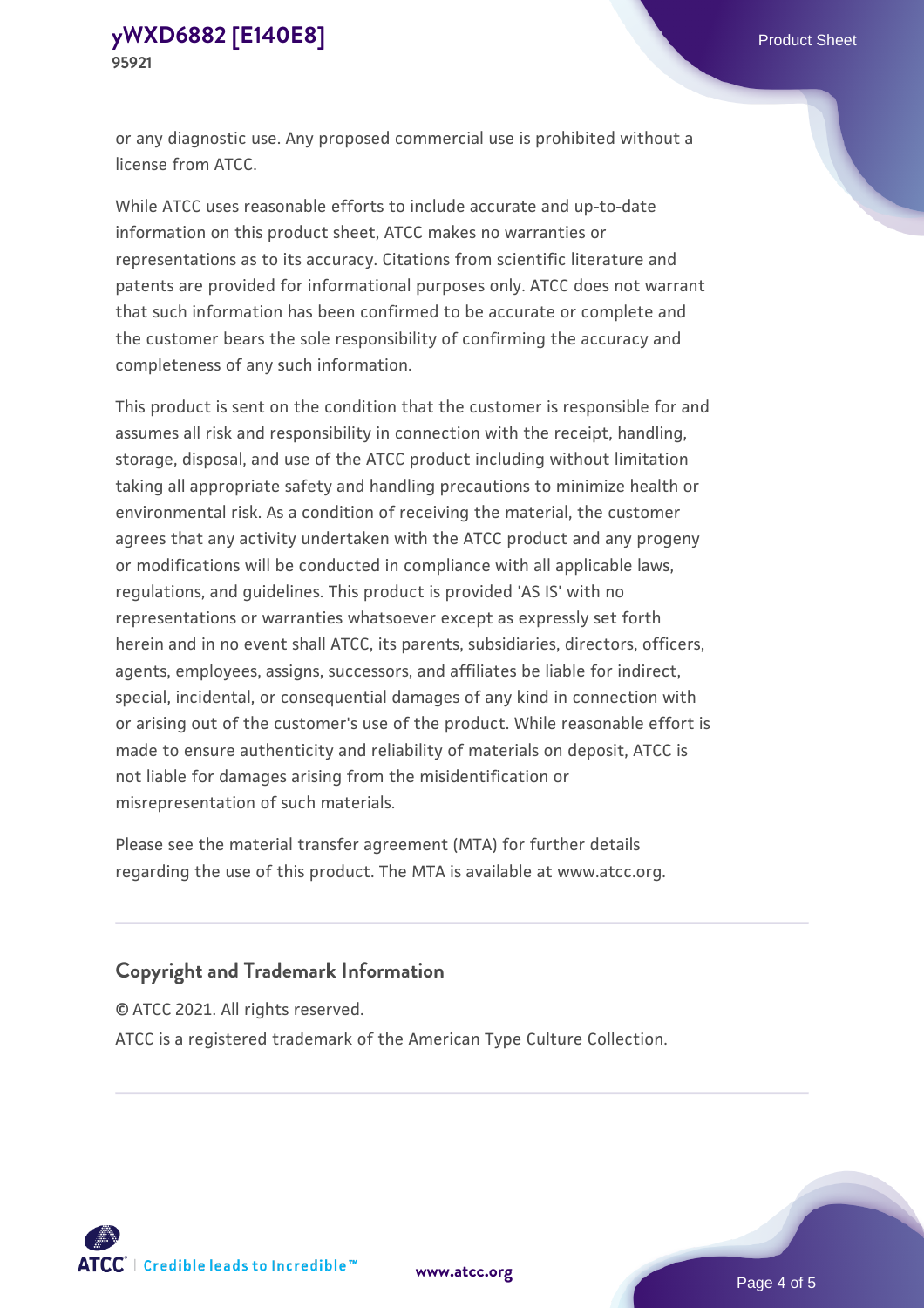or any diagnostic use. Any proposed commercial use is prohibited without a license from ATCC.

While ATCC uses reasonable efforts to include accurate and up-to-date information on this product sheet, ATCC makes no warranties or representations as to its accuracy. Citations from scientific literature and patents are provided for informational purposes only. ATCC does not warrant that such information has been confirmed to be accurate or complete and the customer bears the sole responsibility of confirming the accuracy and completeness of any such information.

This product is sent on the condition that the customer is responsible for and assumes all risk and responsibility in connection with the receipt, handling, storage, disposal, and use of the ATCC product including without limitation taking all appropriate safety and handling precautions to minimize health or environmental risk. As a condition of receiving the material, the customer agrees that any activity undertaken with the ATCC product and any progeny or modifications will be conducted in compliance with all applicable laws, regulations, and guidelines. This product is provided 'AS IS' with no representations or warranties whatsoever except as expressly set forth herein and in no event shall ATCC, its parents, subsidiaries, directors, officers, agents, employees, assigns, successors, and affiliates be liable for indirect, special, incidental, or consequential damages of any kind in connection with or arising out of the customer's use of the product. While reasonable effort is made to ensure authenticity and reliability of materials on deposit, ATCC is not liable for damages arising from the misidentification or misrepresentation of such materials.

Please see the material transfer agreement (MTA) for further details regarding the use of this product. The MTA is available at www.atcc.org.

## Copyright and Trademark Information

© ATCC 2021. All rights reserved.

ATCC is a registered trademark of the American Type Culture Collection.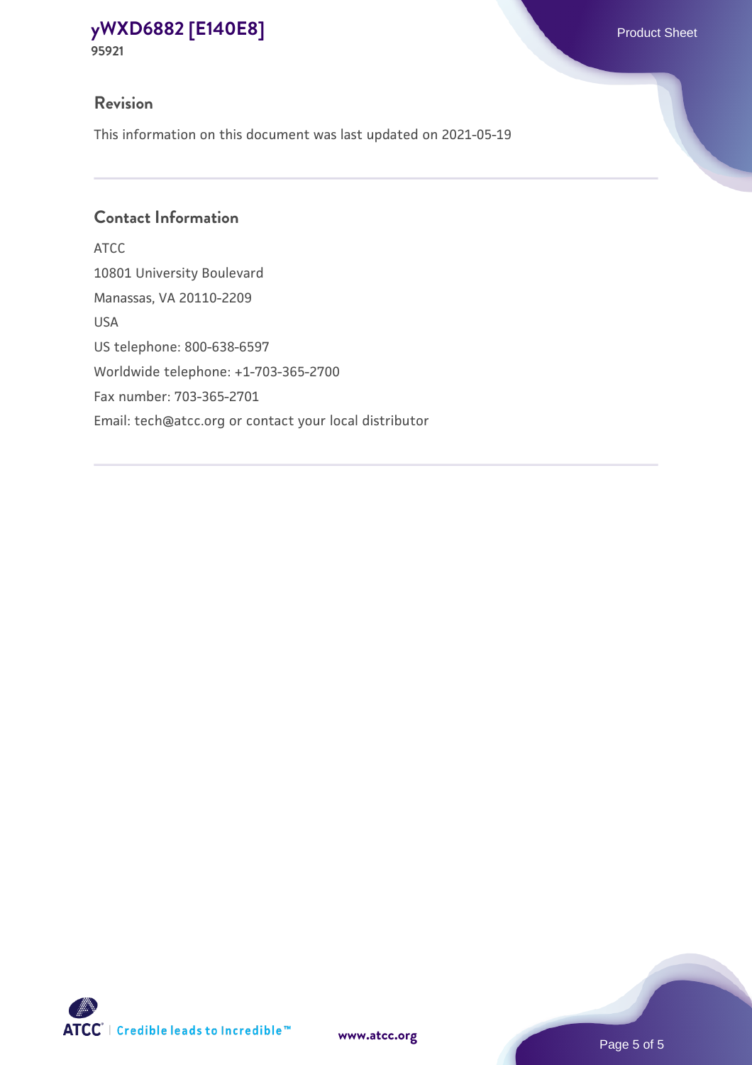## Revision

This information on this document was last updated on 2021-05-19

## Contact Information

ATCC
10801 University Boulevard
Manassas, VA 20110-2209
USA
US telephone: 800-638-6597
Worldwide telephone: +1-703-365-2700
Fax number: 703-365-2701
Email: tech@atcc.org or contact your local distributor